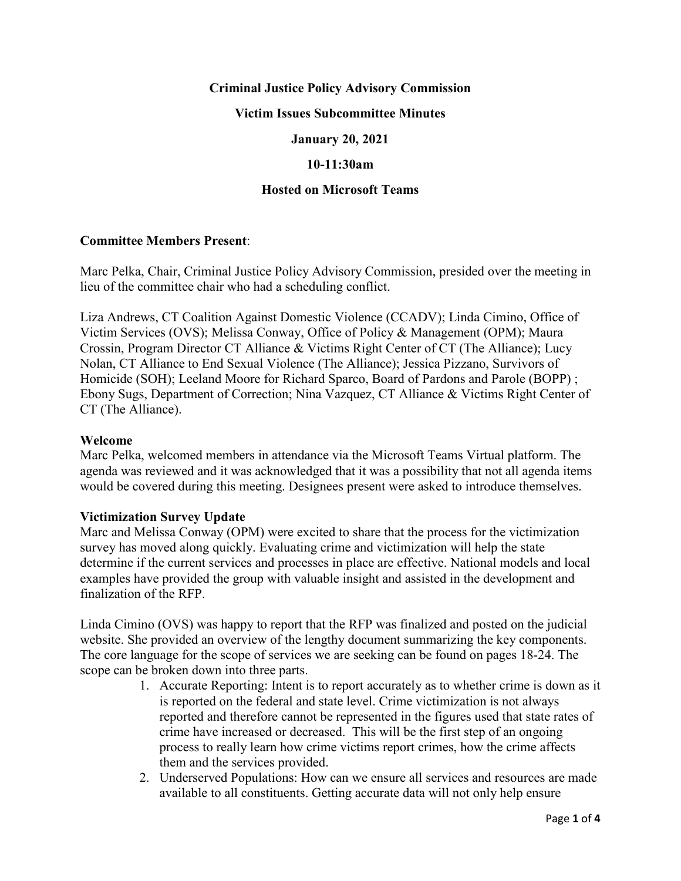**Criminal Justice Policy Advisory Commission**

**Victim Issues Subcommittee Minutes**

**January 20, 2021**

**10-11:30am**

**Hosted on Microsoft Teams**

**Committee Members Present**:

Marc Pelka, Chair, Criminal Justice Policy Advisory Commission, presided over the meeting in lieu of the committee chair who had a scheduling conflict.

Liza Andrews, CT Coalition Against Domestic Violence (CCADV); Linda Cimino, Office of Victim Services (OVS); Melissa Conway, Office of Policy & Management (OPM); Maura Crossin, Program Director CT Alliance & Victims Right Center of CT (The Alliance); Lucy Nolan, CT Alliance to End Sexual Violence (The Alliance); Jessica Pizzano, Survivors of Homicide (SOH); Leeland Moore for Richard Sparco, Board of Pardons and Parole (BOPP) ; Ebony Sugs, Department of Correction; Nina Vazquez, CT Alliance & Victims Right Center of CT (The Alliance).

**Welcome**

Marc Pelka, welcomed members in attendance via the Microsoft Teams Virtual platform. The agenda was reviewed and it was acknowledged that it was a possibility that not all agenda items would be covered during this meeting. Designees present were asked to introduce themselves.

**Victimization Survey Update**

Marc and Melissa Conway (OPM) were excited to share that the process for the victimization survey has moved along quickly. Evaluating crime and victimization will help the state determine if the current services and processes in place are effective. National models and local examples have provided the group with valuable insight and assisted in the development and finalization of the RFP.

Linda Cimino (OVS) was happy to report that the RFP was finalized and posted on the judicial website. She provided an overview of the lengthy document summarizing the key components. The core language for the scope of services we are seeking can be found on pages 18-24. The scope can be broken down into three parts.

1. Accurate Reporting: Intent is to report accurately as to whether crime is down as it is reported on the federal and state level. Crime victimization is not always reported and therefore cannot be represented in the figures used that state rates of crime have increased or decreased. This will be the first step of an ongoing process to really learn how crime victims report crimes, how the crime affects them and the services provided.
2. Underserved Populations: How can we ensure all services and resources are made available to all constituents. Getting accurate data will not only help ensure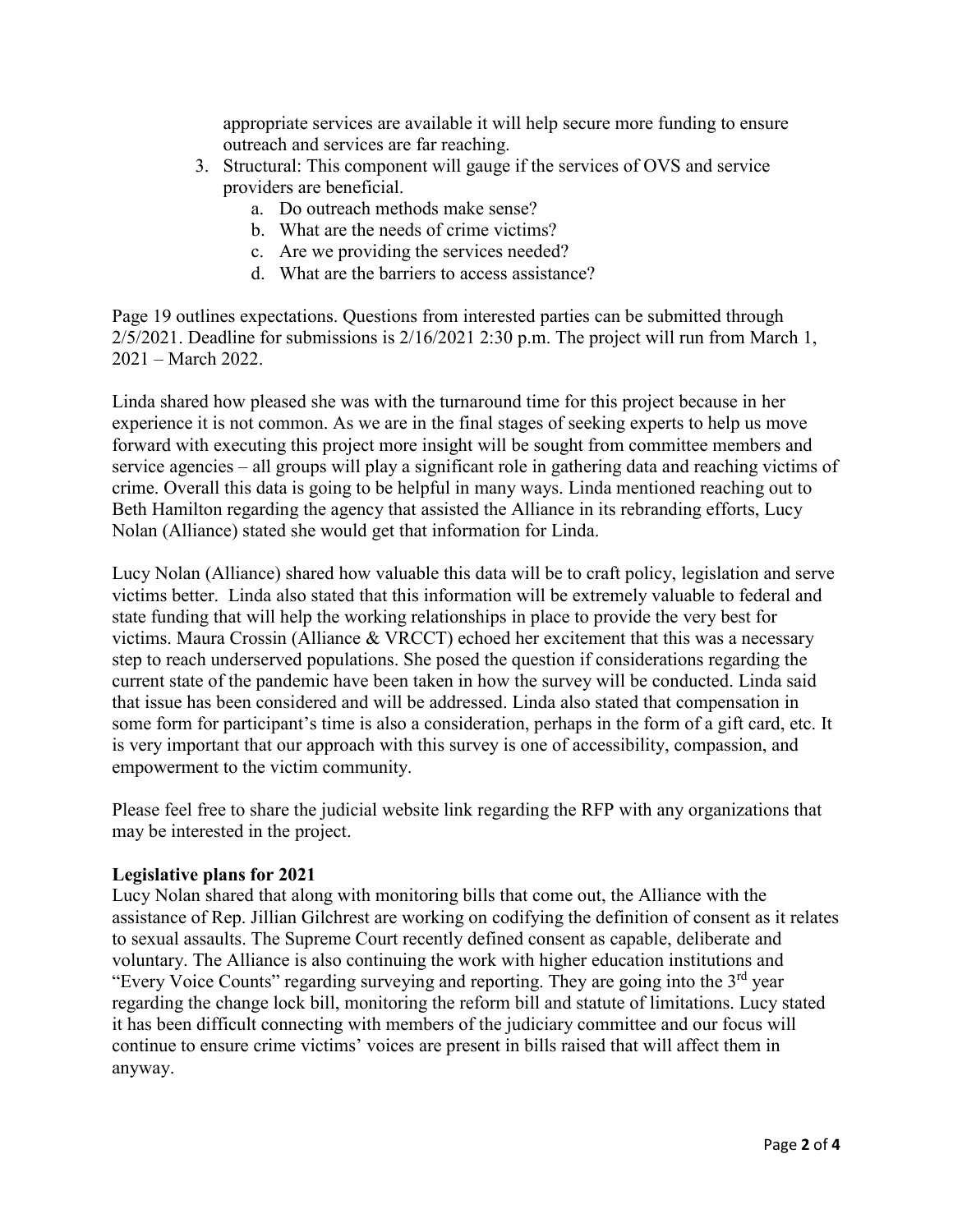appropriate services are available it will help secure more funding to ensure outreach and services are far reaching.

3. Structural: This component will gauge if the services of OVS and service providers are beneficial.
   a. Do outreach methods make sense?
   b. What are the needs of crime victims?
   c. Are we providing the services needed?
   d. What are the barriers to access assistance?

Page 19 outlines expectations. Questions from interested parties can be submitted through 2/5/2021. Deadline for submissions is 2/16/2021 2:30 p.m. The project will run from March 1, 2021 – March 2022.

Linda shared how pleased she was with the turnaround time for this project because in her experience it is not common. As we are in the final stages of seeking experts to help us move forward with executing this project more insight will be sought from committee members and service agencies – all groups will play a significant role in gathering data and reaching victims of crime. Overall this data is going to be helpful in many ways. Linda mentioned reaching out to Beth Hamilton regarding the agency that assisted the Alliance in its rebranding efforts, Lucy Nolan (Alliance) stated she would get that information for Linda.

Lucy Nolan (Alliance) shared how valuable this data will be to craft policy, legislation and serve victims better. Linda also stated that this information will be extremely valuable to federal and state funding that will help the working relationships in place to provide the very best for victims. Maura Crossin (Alliance & VRCCT) echoed her excitement that this was a necessary step to reach underserved populations. She posed the question if considerations regarding the current state of the pandemic have been taken in how the survey will be conducted. Linda said that issue has been considered and will be addressed. Linda also stated that compensation in some form for participant's time is also a consideration, perhaps in the form of a gift card, etc. It is very important that our approach with this survey is one of accessibility, compassion, and empowerment to the victim community.

Please feel free to share the judicial website link regarding the RFP with any organizations that may be interested in the project.

**Legislative plans for 2021**

Lucy Nolan shared that along with monitoring bills that come out, the Alliance with the assistance of Rep. Jillian Gilchrest are working on codifying the definition of consent as it relates to sexual assaults. The Supreme Court recently defined consent as capable, deliberate and voluntary. The Alliance is also continuing the work with higher education institutions and "Every Voice Counts" regarding surveying and reporting. They are going into the 3rd year regarding the change lock bill, monitoring the reform bill and statute of limitations. Lucy stated it has been difficult connecting with members of the judiciary committee and our focus will continue to ensure crime victims' voices are present in bills raised that will affect them in anyway.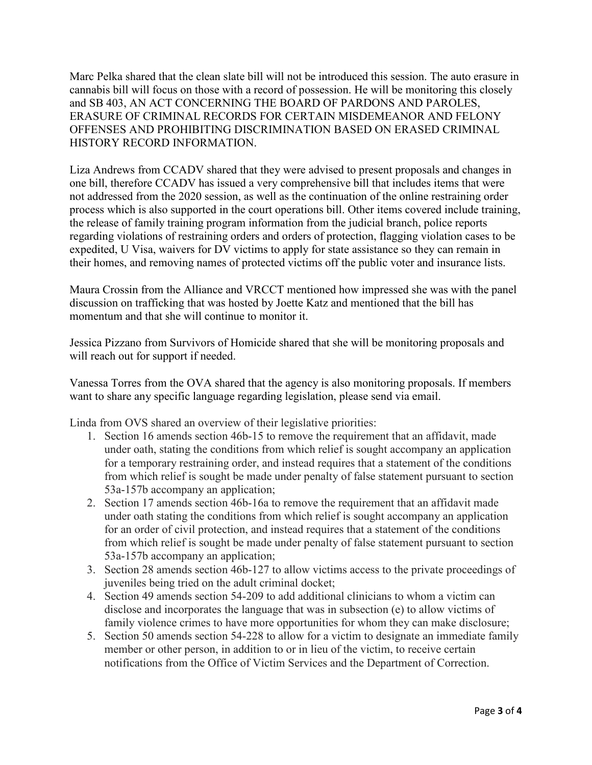Marc Pelka shared that the clean slate bill will not be introduced this session. The auto erasure in cannabis bill will focus on those with a record of possession. He will be monitoring this closely and SB 403, AN ACT CONCERNING THE BOARD OF PARDONS AND PAROLES, ERASURE OF CRIMINAL RECORDS FOR CERTAIN MISDEMEANOR AND FELONY OFFENSES AND PROHIBITING DISCRIMINATION BASED ON ERASED CRIMINAL HISTORY RECORD INFORMATION.

Liza Andrews from CCADV shared that they were advised to present proposals and changes in one bill, therefore CCADV has issued a very comprehensive bill that includes items that were not addressed from the 2020 session, as well as the continuation of the online restraining order process which is also supported in the court operations bill. Other items covered include training, the release of family training program information from the judicial branch, police reports regarding violations of restraining orders and orders of protection, flagging violation cases to be expedited, U Visa, waivers for DV victims to apply for state assistance so they can remain in their homes, and removing names of protected victims off the public voter and insurance lists.

Maura Crossin from the Alliance and VRCCT mentioned how impressed she was with the panel discussion on trafficking that was hosted by Joette Katz and mentioned that the bill has momentum and that she will continue to monitor it.

Jessica Pizzano from Survivors of Homicide shared that she will be monitoring proposals and will reach out for support if needed.

Vanessa Torres from the OVA shared that the agency is also monitoring proposals. If members want to share any specific language regarding legislation, please send via email.

Linda from OVS shared an overview of their legislative priorities:

1. Section 16 amends section 46b-15 to remove the requirement that an affidavit, made under oath, stating the conditions from which relief is sought accompany an application for a temporary restraining order, and instead requires that a statement of the conditions from which relief is sought be made under penalty of false statement pursuant to section 53a-157b accompany an application;
2. Section 17 amends section 46b-16a to remove the requirement that an affidavit made under oath stating the conditions from which relief is sought accompany an application for an order of civil protection, and instead requires that a statement of the conditions from which relief is sought be made under penalty of false statement pursuant to section 53a-157b accompany an application;
3. Section 28 amends section 46b-127 to allow victims access to the private proceedings of juveniles being tried on the adult criminal docket;
4. Section 49 amends section 54-209 to add additional clinicians to whom a victim can disclose and incorporates the language that was in subsection (e) to allow victims of family violence crimes to have more opportunities for whom they can make disclosure;
5. Section 50 amends section 54-228 to allow for a victim to designate an immediate family member or other person, in addition to or in lieu of the victim, to receive certain notifications from the Office of Victim Services and the Department of Correction.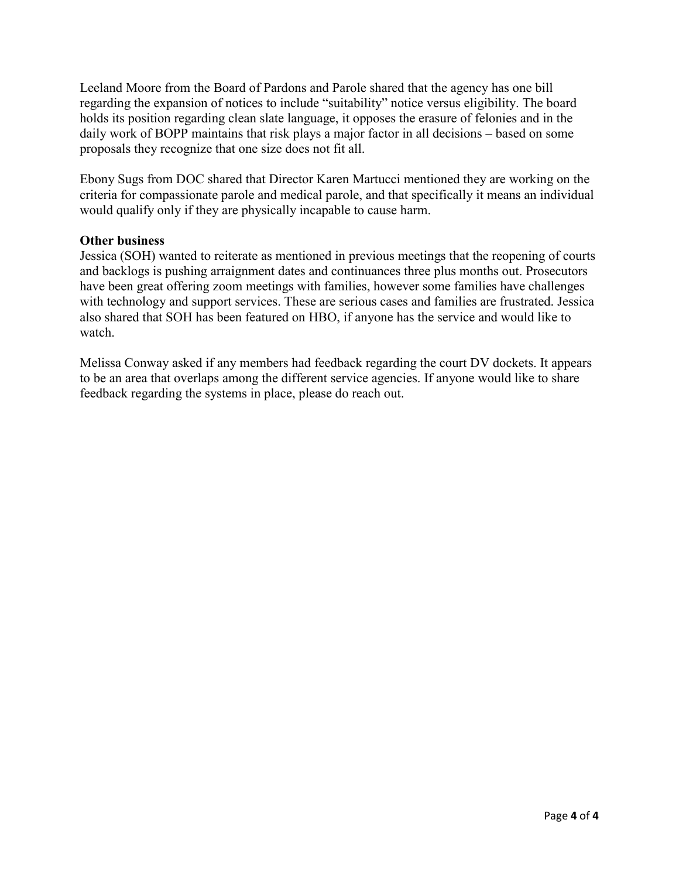Leeland Moore from the Board of Pardons and Parole shared that the agency has one bill regarding the expansion of notices to include "suitability" notice versus eligibility. The board holds its position regarding clean slate language, it opposes the erasure of felonies and in the daily work of BOPP maintains that risk plays a major factor in all decisions – based on some proposals they recognize that one size does not fit all.

Ebony Sugs from DOC shared that Director Karen Martucci mentioned they are working on the criteria for compassionate parole and medical parole, and that specifically it means an individual would qualify only if they are physically incapable to cause harm.

**Other business**

Jessica (SOH) wanted to reiterate as mentioned in previous meetings that the reopening of courts and backlogs is pushing arraignment dates and continuances three plus months out. Prosecutors have been great offering zoom meetings with families, however some families have challenges with technology and support services. These are serious cases and families are frustrated. Jessica also shared that SOH has been featured on HBO, if anyone has the service and would like to watch.

Melissa Conway asked if any members had feedback regarding the court DV dockets. It appears to be an area that overlaps among the different service agencies. If anyone would like to share feedback regarding the systems in place, please do reach out.